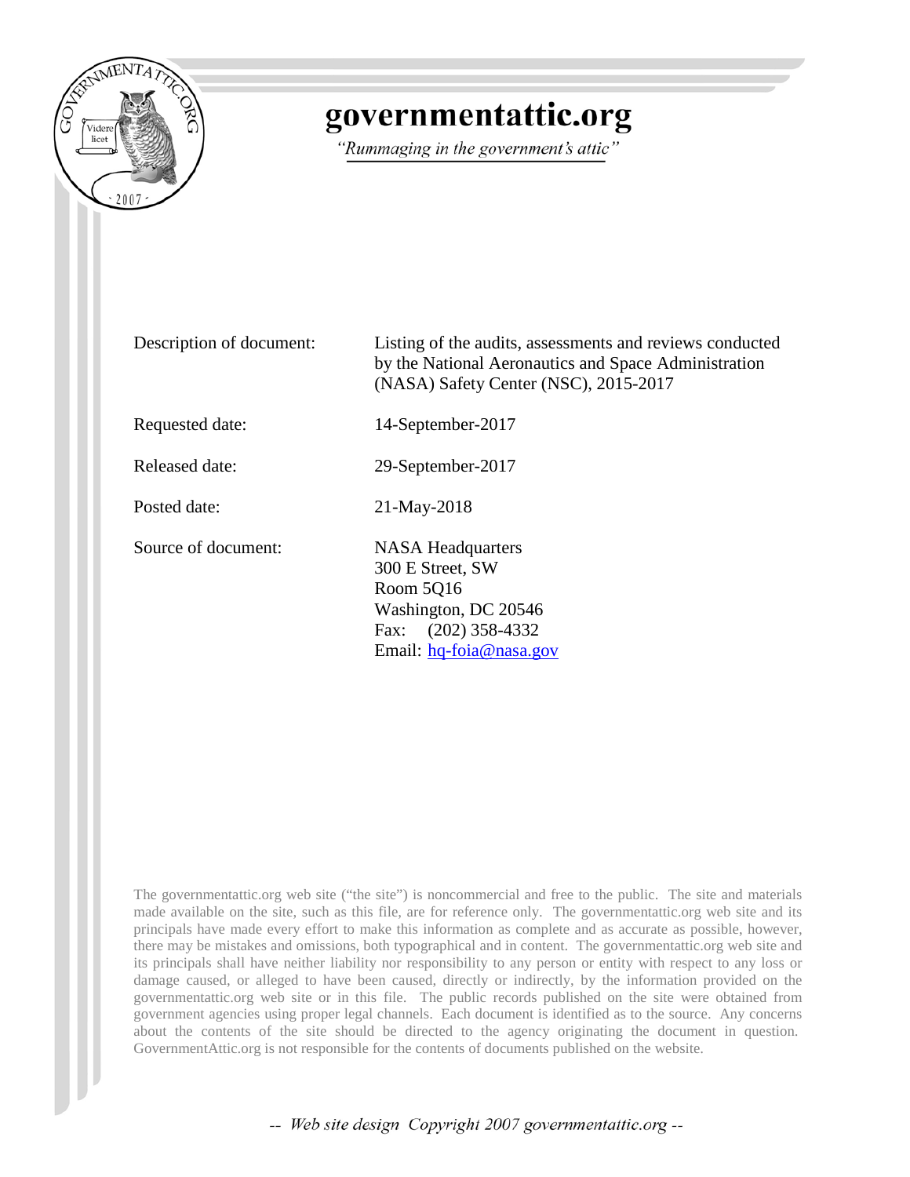# governmentattic.org

*"Rummaging in the government's attic"*

| | |
|---|---|
| Description of document: | Listing of the audits, assessments and reviews conducted by the National Aeronautics and Space Administration (NASA) Safety Center (NSC), 2015-2017 |
| Requested date: | 14-September-2017 |
| Released date: | 29-September-2017 |
| Posted date: | 21-May-2018 |
| Source of document: | NASA Headquarters<br>300 E Street, SW<br>Room 5Q16<br>Washington, DC 20546<br>Fax: (202) 358-4332<br>Email: hq-foia@nasa.gov |

The governmentattic.org web site ("the site") is noncommercial and free to the public. The site and materials made available on the site, such as this file, are for reference only. The governmentattic.org web site and its principals have made every effort to make this information as complete and as accurate as possible, however, there may be mistakes and omissions, both typographical and in content. The governmentattic.org web site and its principals shall have neither liability nor responsibility to any person or entity with respect to any loss or damage caused, or alleged to have been caused, directly or indirectly, by the information provided on the governmentattic.org web site or in this file. The public records published on the site were obtained from government agencies using proper legal channels. Each document is identified as to the source. Any concerns about the contents of the site should be directed to the agency originating the document in question. GovernmentAttic.org is not responsible for the contents of documents published on the website.

-- *Web site design Copyright 2007 governmentattic.org* --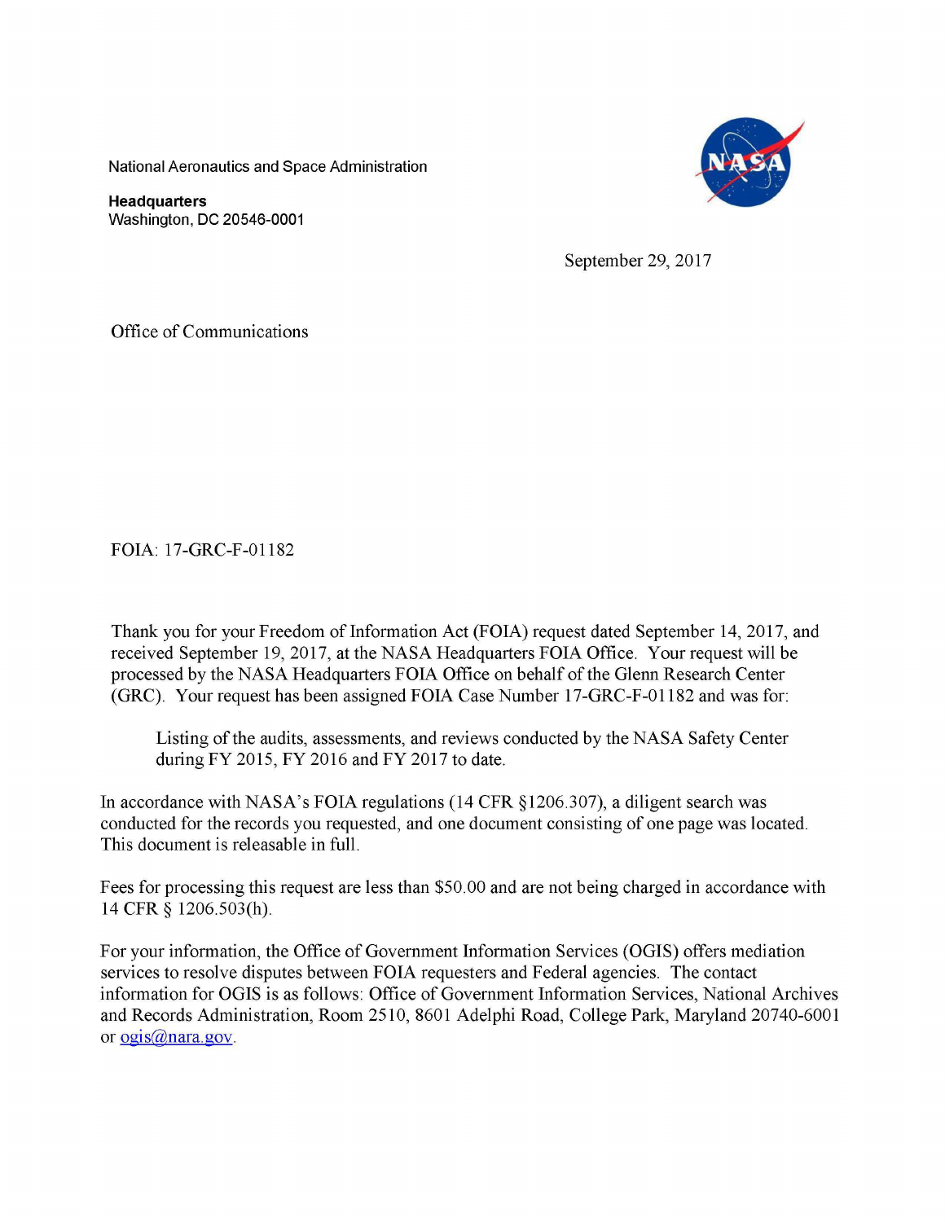National Aeronautics and Space Administration

**Headquarters**
Washington, DC 20546-0001

September 29, 2017

Office of Communications

FOIA: 17-GRC-F-01182

Thank you for your Freedom of Information Act (FOIA) request dated September 14, 2017, and received September 19, 2017, at the NASA Headquarters FOIA Office. Your request will be processed by the NASA Headquarters FOIA Office on behalf of the Glenn Research Center (GRC). Your request has been assigned FOIA Case Number 17-GRC-F-01182 and was for:

> Listing of the audits, assessments, and reviews conducted by the NASA Safety Center during FY 2015, FY 2016 and FY 2017 to date.

In accordance with NASA's FOIA regulations (14 CFR §1206.307), a diligent search was conducted for the records you requested, and one document consisting of one page was located. This document is releasable in full.

Fees for processing this request are less than $50.00 and are not being charged in accordance with 14 CFR § 1206.503(h).

For your information, the Office of Government Information Services (OGIS) offers mediation services to resolve disputes between FOIA requesters and Federal agencies. The contact information for OGIS is as follows: Office of Government Information Services, National Archives and Records Administration, Room 2510, 8601 Adelphi Road, College Park, Maryland 20740-6001 or ogis@nara.gov.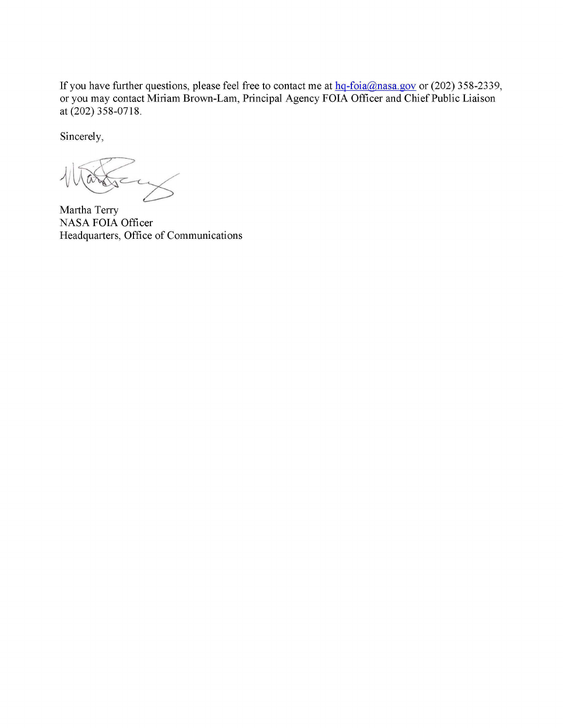If you have further questions, please feel free to contact me at hq-foia@nasa.gov or (202) 358-2339, or you may contact Miriam Brown-Lam, Principal Agency FOIA Officer and Chief Public Liaison at (202) 358-0718.

Sincerely,

Martha Terry
NASA FOIA Officer
Headquarters, Office of Communications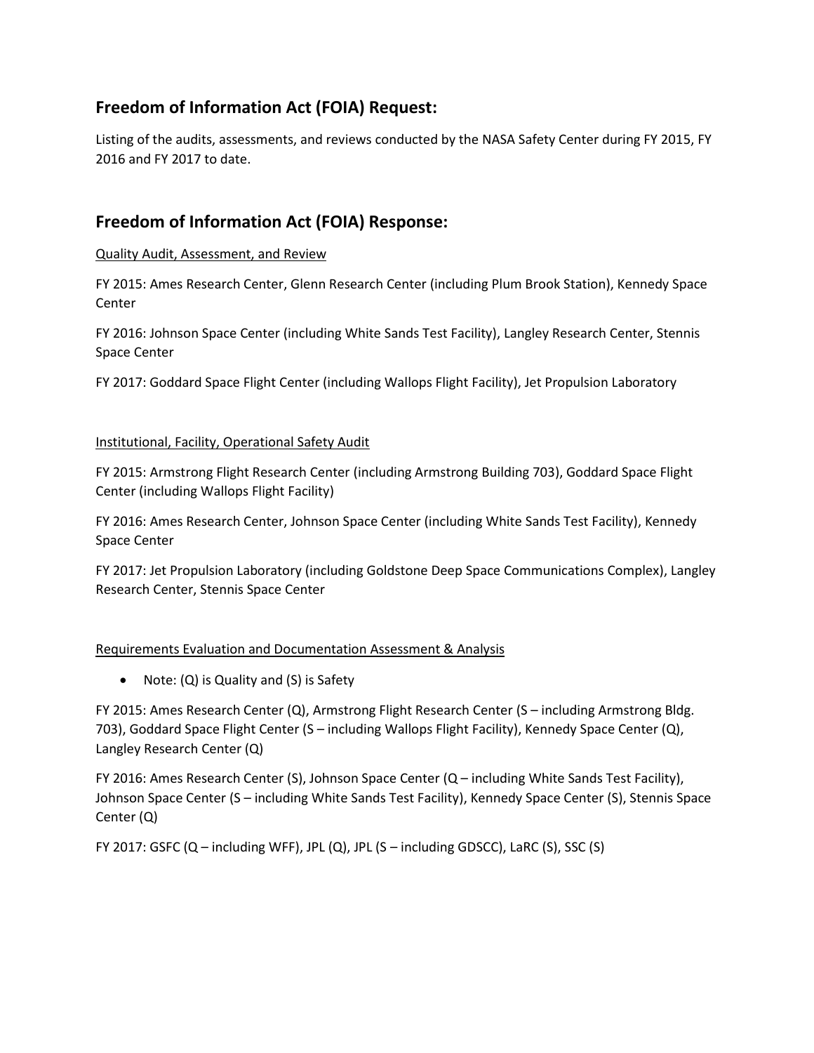## Freedom of Information Act (FOIA) Request:

Listing of the audits, assessments, and reviews conducted by the NASA Safety Center during FY 2015, FY 2016 and FY 2017 to date.

## Freedom of Information Act (FOIA) Response:

Quality Audit, Assessment, and Review

FY 2015: Ames Research Center, Glenn Research Center (including Plum Brook Station), Kennedy Space Center

FY 2016: Johnson Space Center (including White Sands Test Facility), Langley Research Center, Stennis Space Center

FY 2017: Goddard Space Flight Center (including Wallops Flight Facility), Jet Propulsion Laboratory

Institutional, Facility, Operational Safety Audit

FY 2015: Armstrong Flight Research Center (including Armstrong Building 703), Goddard Space Flight Center (including Wallops Flight Facility)

FY 2016: Ames Research Center, Johnson Space Center (including White Sands Test Facility), Kennedy Space Center

FY 2017: Jet Propulsion Laboratory (including Goldstone Deep Space Communications Complex), Langley Research Center, Stennis Space Center

Requirements Evaluation and Documentation Assessment & Analysis

- Note: (Q) is Quality and (S) is Safety

FY 2015: Ames Research Center (Q), Armstrong Flight Research Center (S – including Armstrong Bldg. 703), Goddard Space Flight Center (S – including Wallops Flight Facility), Kennedy Space Center (Q), Langley Research Center (Q)

FY 2016: Ames Research Center (S), Johnson Space Center (Q – including White Sands Test Facility), Johnson Space Center (S – including White Sands Test Facility), Kennedy Space Center (S), Stennis Space Center (Q)

FY 2017: GSFC (Q – including WFF), JPL (Q), JPL (S – including GDSCC), LaRC (S), SSC (S)